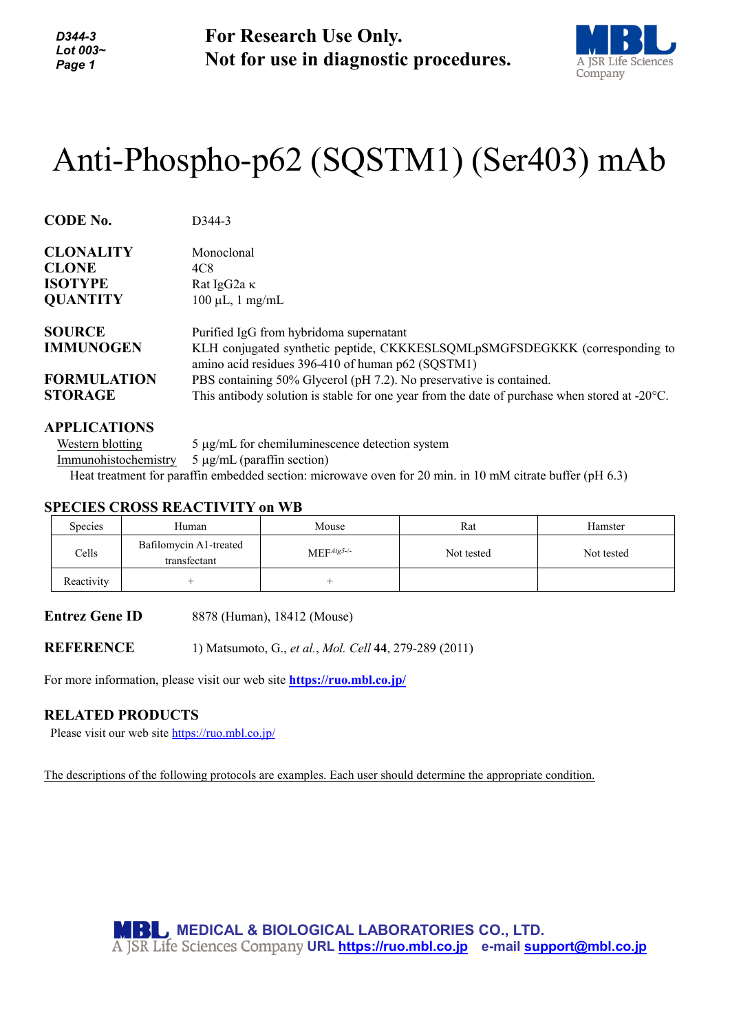**For Research Use Only.**
**Not for use in diagnostic procedures.**

# Anti-Phospho-p62 (SQSTM1) (Ser403) mAb

**CODE No.** D344-3

**CLONALITY** Monoclonal
**CLONE** 4C8
**ISOTYPE** Rat IgG2a κ
**QUANTITY** 100 µL, 1 mg/mL

**SOURCE** Purified IgG from hybridoma supernatant
**IMMUNOGEN** KLH conjugated synthetic peptide, CKKKESLSQMLpSMGFSDEGKKK (corresponding to amino acid residues 396-410 of human p62 (SQSTM1)
**FORMULATION** PBS containing 50% Glycerol (pH 7.2). No preservative is contained.
**STORAGE** This antibody solution is stable for one year from the date of purchase when stored at -20°C.

## APPLICATIONS

Western blotting 5 µg/mL for chemiluminescence detection system
Immunohistochemistry 5 µg/mL (paraffin section)
Heat treatment for paraffin embedded section: microwave oven for 20 min. in 10 mM citrate buffer (pH 6.3)

## SPECIES CROSS REACTIVITY on WB

| Species | Human | Mouse | Rat | Hamster |
|---|---|---|---|---|
| Cells | Bafilomycin A1-treated transfectant | MEF$^{Atg5-/-}$ | Not tested | Not tested |
| Reactivity | + | + | | |

**Entrez Gene ID** 8878 (Human), 18412 (Mouse)

**REFERENCE** 1) Matsumoto, G., *et al.*, *Mol. Cell* **44**, 279-289 (2011)

For more information, please visit our web site **https://ruo.mbl.co.jp/**

## RELATED PRODUCTS

Please visit our web site https://ruo.mbl.co.jp/

The descriptions of the following protocols are examples. Each user should determine the appropriate condition.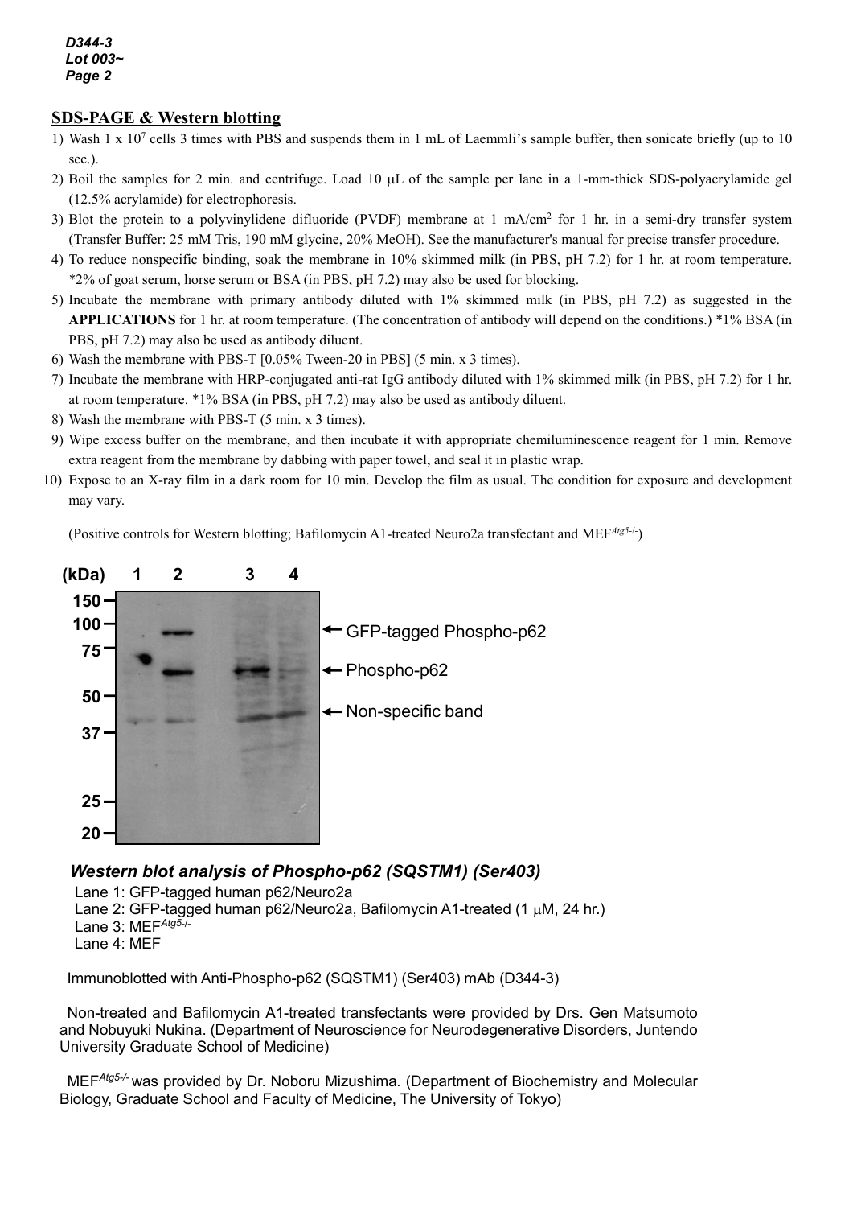## SDS-PAGE & Western blotting

1) Wash 1 x $10^7$ cells 3 times with PBS and suspends them in 1 mL of Laemmli's sample buffer, then sonicate briefly (up to 10 sec.).
2) Boil the samples for 2 min. and centrifuge. Load 10 μL of the sample per lane in a 1-mm-thick SDS-polyacrylamide gel (12.5% acrylamide) for electrophoresis.
3) Blot the protein to a polyvinylidene difluoride (PVDF) membrane at 1 mA/$cm^2$ for 1 hr. in a semi-dry transfer system (Transfer Buffer: 25 mM Tris, 190 mM glycine, 20% MeOH). See the manufacturer's manual for precise transfer procedure.
4) To reduce nonspecific binding, soak the membrane in 10% skimmed milk (in PBS, pH 7.2) for 1 hr. at room temperature. *2% of goat serum, horse serum or BSA (in PBS, pH 7.2) may also be used for blocking.
5) Incubate the membrane with primary antibody diluted with 1% skimmed milk (in PBS, pH 7.2) as suggested in the **APPLICATIONS** for 1 hr. at room temperature. (The concentration of antibody will depend on the conditions.) *1% BSA (in PBS, pH 7.2) may also be used as antibody diluent.
6) Wash the membrane with PBS-T [0.05% Tween-20 in PBS] (5 min. x 3 times).
7) Incubate the membrane with HRP-conjugated anti-rat IgG antibody diluted with 1% skimmed milk (in PBS, pH 7.2) for 1 hr. at room temperature. *1% BSA (in PBS, pH 7.2) may also be used as antibody diluent.
8) Wash the membrane with PBS-T (5 min. x 3 times).
9) Wipe excess buffer on the membrane, and then incubate it with appropriate chemiluminescence reagent for 1 min. Remove extra reagent from the membrane by dabbing with paper towel, and seal it in plastic wrap.
10) Expose to an X-ray film in a dark room for 10 min. Develop the film as usual. The condition for exposure and development may vary.

(Positive controls for Western blotting; Bafilomycin A1-treated Neuro2a transfectant and MEF*Atg5-/-*)

(kDa) 1 2 3 4

150, 100, 75, 50, 37, 25, 20

← GFP-tagged Phospho-p62
← Phospho-p62
← Non-specific band

***Western blot analysis of Phospho-p62 (SQSTM1) (Ser403)***

Lane 1: GFP-tagged human p62/Neuro2a
Lane 2: GFP-tagged human p62/Neuro2a, Bafilomycin A1-treated (1 μM, 24 hr.)
Lane 3: MEF*Atg5-/-*
Lane 4: MEF

Immunoblotted with Anti-Phospho-p62 (SQSTM1) (Ser403) mAb (D344-3)

Non-treated and Bafilomycin A1-treated transfectants were provided by Drs. Gen Matsumoto and Nobuyuki Nukina. (Department of Neuroscience for Neurodegenerative Disorders, Juntendo University Graduate School of Medicine)

MEF*Atg5-/-* was provided by Dr. Noboru Mizushima. (Department of Biochemistry and Molecular Biology, Graduate School and Faculty of Medicine, The University of Tokyo)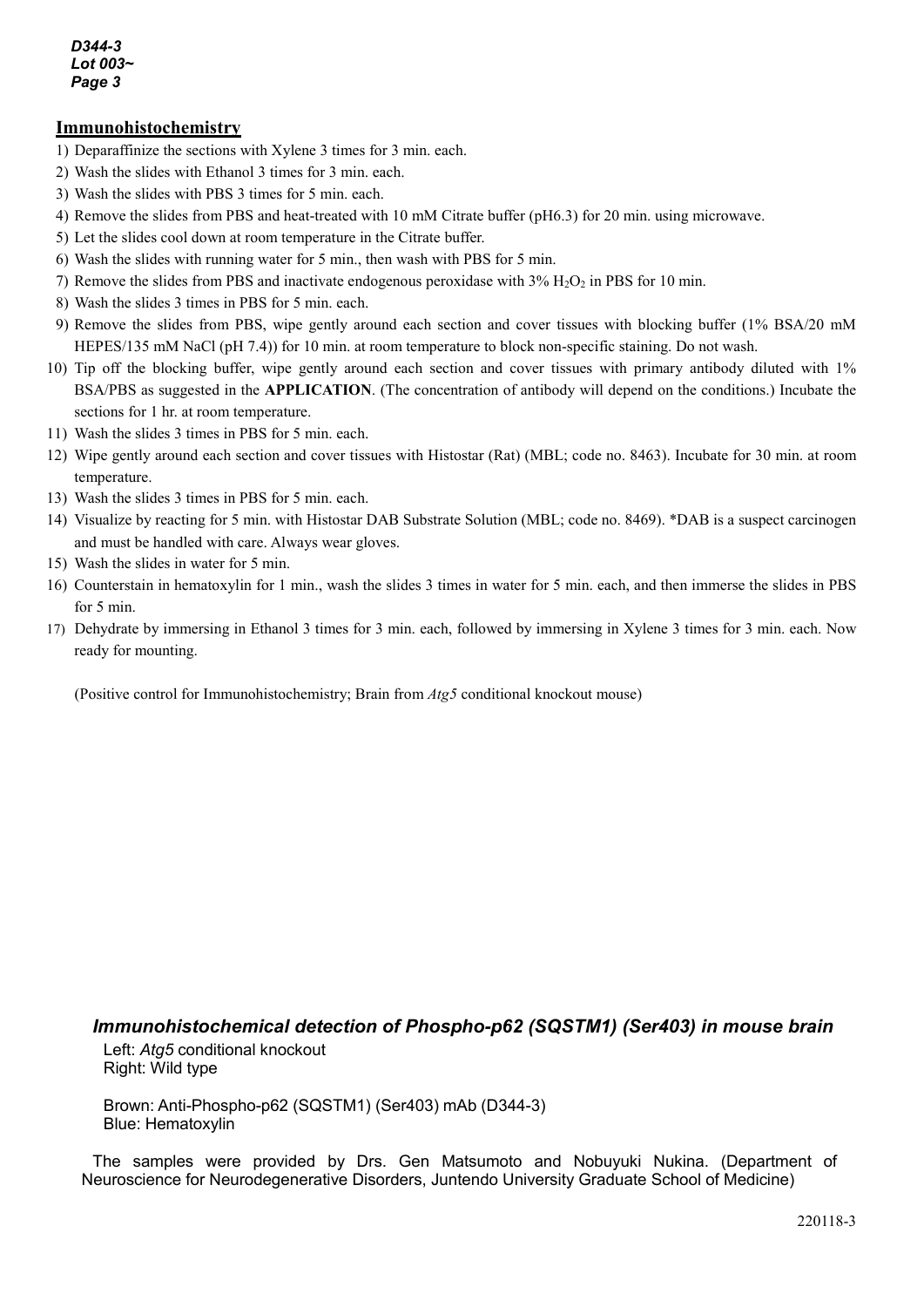## Immunohistochemistry

1) Deparaffinize the sections with Xylene 3 times for 3 min. each.
2) Wash the slides with Ethanol 3 times for 3 min. each.
3) Wash the slides with PBS 3 times for 5 min. each.
4) Remove the slides from PBS and heat-treated with 10 mM Citrate buffer (pH6.3) for 20 min. using microwave.
5) Let the slides cool down at room temperature in the Citrate buffer.
6) Wash the slides with running water for 5 min., then wash with PBS for 5 min.
7) Remove the slides from PBS and inactivate endogenous peroxidase with 3% $H_2O_2$ in PBS for 10 min.
8) Wash the slides 3 times in PBS for 5 min. each.
9) Remove the slides from PBS, wipe gently around each section and cover tissues with blocking buffer (1% BSA/20 mM HEPES/135 mM NaCl (pH 7.4)) for 10 min. at room temperature to block non-specific staining. Do not wash.
10) Tip off the blocking buffer, wipe gently around each section and cover tissues with primary antibody diluted with 1% BSA/PBS as suggested in the **APPLICATION**. (The concentration of antibody will depend on the conditions.) Incubate the sections for 1 hr. at room temperature.
11) Wash the slides 3 times in PBS for 5 min. each.
12) Wipe gently around each section and cover tissues with Histostar (Rat) (MBL; code no. 8463). Incubate for 30 min. at room temperature.
13) Wash the slides 3 times in PBS for 5 min. each.
14) Visualize by reacting for 5 min. with Histostar DAB Substrate Solution (MBL; code no. 8469). *DAB is a suspect carcinogen and must be handled with care. Always wear gloves.
15) Wash the slides in water for 5 min.
16) Counterstain in hematoxylin for 1 min., wash the slides 3 times in water for 5 min. each, and then immerse the slides in PBS for 5 min.
17) Dehydrate by immersing in Ethanol 3 times for 3 min. each, followed by immersing in Xylene 3 times for 3 min. each. Now ready for mounting.

(Positive control for Immunohistochemistry; Brain from *Atg5* conditional knockout mouse)

***Immunohistochemical detection of Phospho-p62 (SQSTM1) (Ser403) in mouse brain***

Left: *Atg5* conditional knockout
Right: Wild type

Brown: Anti-Phospho-p62 (SQSTM1) (Ser403) mAb (D344-3)
Blue: Hematoxylin

The samples were provided by Drs. Gen Matsumoto and Nobuyuki Nukina. (Department of Neuroscience for Neurodegenerative Disorders, Juntendo University Graduate School of Medicine)

220118-3